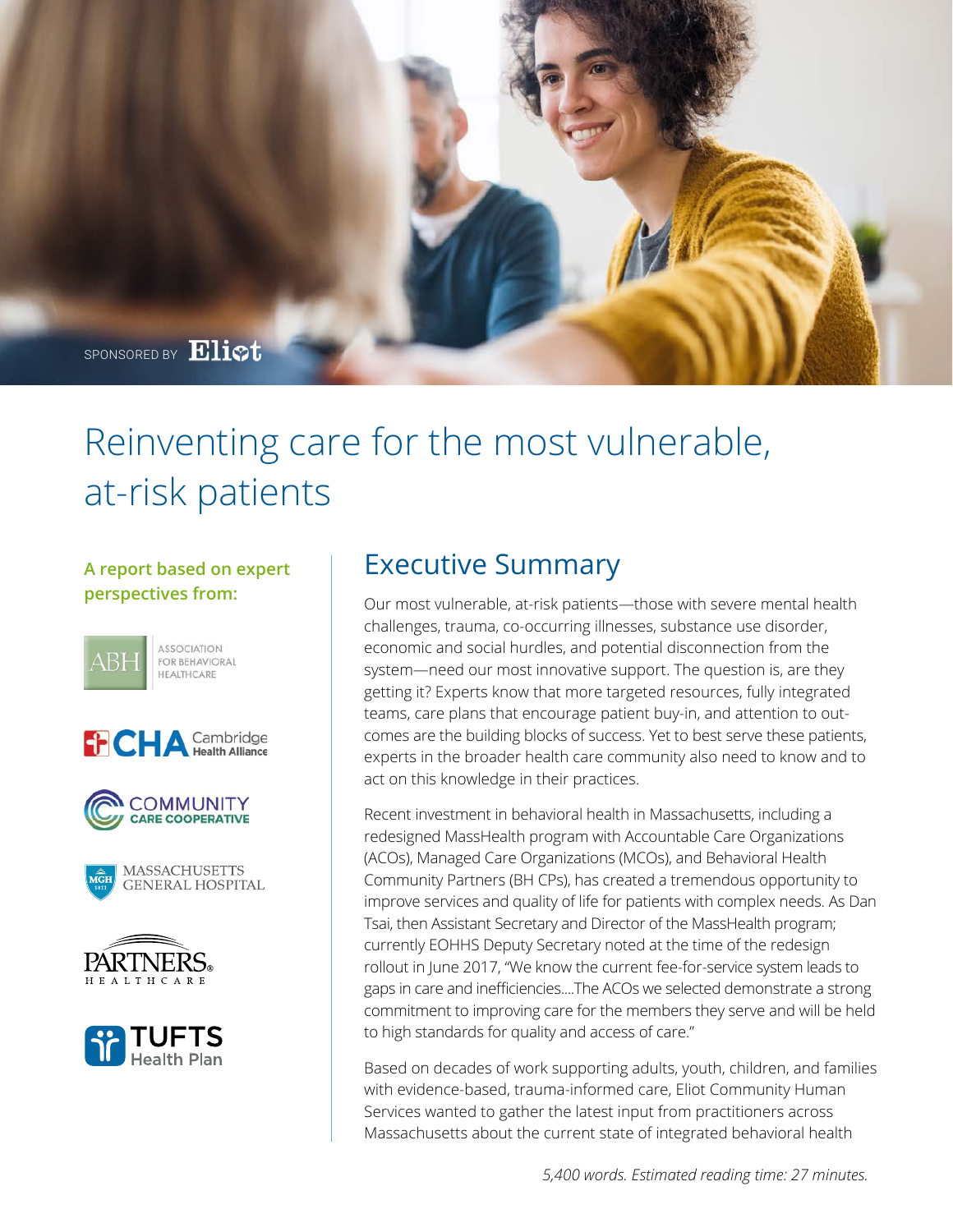SPONSORED BY Eliot

# Reinventing care for the most vulnerable, at-risk patients

**A report based on expert perspectives from:**

ASSOCIATION FOR BEHAVIORAL HEALTHCARE

CHA Cambridge Health Alliance

COMMUNITY CARE COOPERATIVE

MASSACHUSETTS GENERAL HOSPITAL

PARTNERS HEALTHCARE

TUFTS Health Plan

## Executive Summary

Our most vulnerable, at-risk patients—those with severe mental health challenges, trauma, co-occurring illnesses, substance use disorder, economic and social hurdles, and potential disconnection from the system—need our most innovative support. The question is, are they getting it? Experts know that more targeted resources, fully integrated teams, care plans that encourage patient buy-in, and attention to outcomes are the building blocks of success. Yet to best serve these patients, experts in the broader health care community also need to know and to act on this knowledge in their practices.

Recent investment in behavioral health in Massachusetts, including a redesigned MassHealth program with Accountable Care Organizations (ACOs), Managed Care Organizations (MCOs), and Behavioral Health Community Partners (BH CPs), has created a tremendous opportunity to improve services and quality of life for patients with complex needs. As Dan Tsai, then Assistant Secretary and Director of the MassHealth program; currently EOHHS Deputy Secretary noted at the time of the redesign rollout in June 2017, "We know the current fee-for-service system leads to gaps in care and inefficiencies….The ACOs we selected demonstrate a strong commitment to improving care for the members they serve and will be held to high standards for quality and access of care."

Based on decades of work supporting adults, youth, children, and families with evidence-based, trauma-informed care, Eliot Community Human Services wanted to gather the latest input from practitioners across Massachusetts about the current state of integrated behavioral health

*5,400 words. Estimated reading time: 27 minutes.*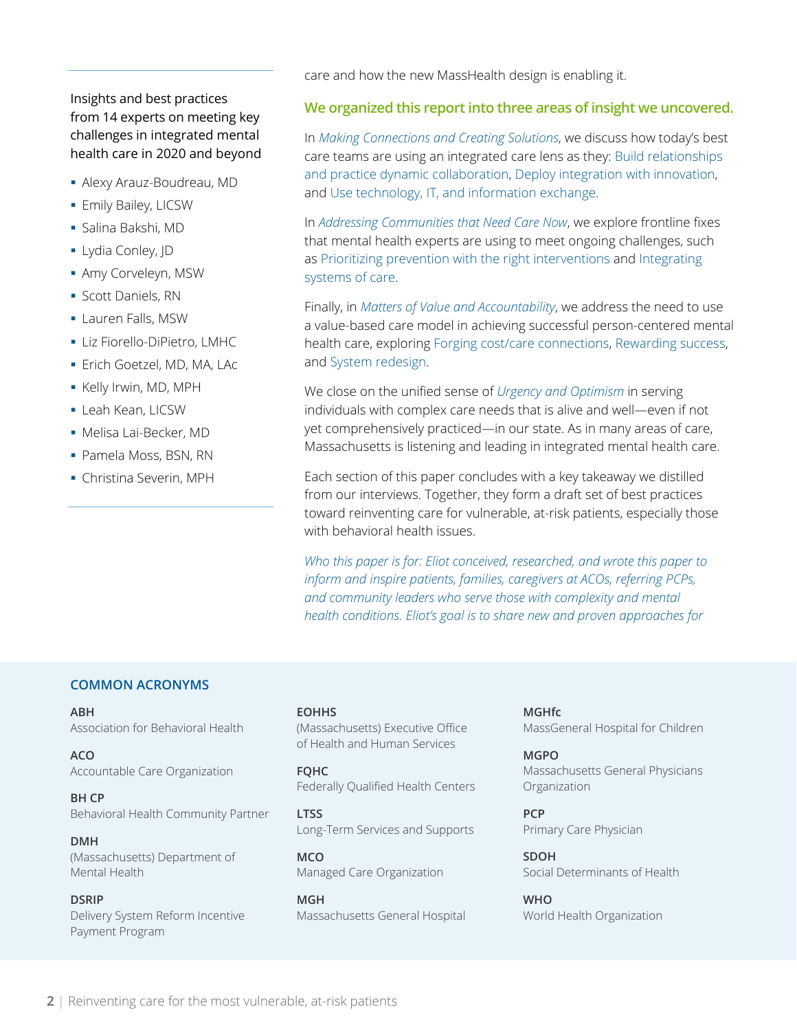Insights and best practices from 14 experts on meeting key challenges in integrated mental health care in 2020 and beyond

- Alexy Arauz-Boudreau, MD
- Emily Bailey, LICSW
- Salina Bakshi, MD
- Lydia Conley, JD
- Amy Corveleyn, MSW
- Scott Daniels, RN
- Lauren Falls, MSW
- Liz Fiorello-DiPietro, LMHC
- Erich Goetzel, MD, MA, LAc
- Kelly Irwin, MD, MPH
- Leah Kean, LICSW
- Melisa Lai-Becker, MD
- Pamela Moss, BSN, RN
- Christina Severin, MPH

care and how the new MassHealth design is enabling it.

**We organized this report into three areas of insight we uncovered.**

In *Making Connections and Creating Solutions*, we discuss how today's best care teams are using an integrated care lens as they: Build relationships and practice dynamic collaboration, Deploy integration with innovation, and Use technology, IT, and information exchange.

In *Addressing Communities that Need Care Now*, we explore frontline fixes that mental health experts are using to meet ongoing challenges, such as Prioritizing prevention with the right interventions and Integrating systems of care.

Finally, in *Matters of Value and Accountability*, we address the need to use a value-based care model in achieving successful person-centered mental health care, exploring Forging cost/care connections, Rewarding success, and System redesign.

We close on the unified sense of *Urgency and Optimism* in serving individuals with complex care needs that is alive and well—even if not yet comprehensively practiced—in our state. As in many areas of care, Massachusetts is listening and leading in integrated mental health care.

Each section of this paper concludes with a key takeaway we distilled from our interviews. Together, they form a draft set of best practices toward reinventing care for vulnerable, at-risk patients, especially those with behavioral health issues.

*Who this paper is for: Eliot conceived, researched, and wrote this paper to inform and inspire patients, families, caregivers at ACOs, referring PCPs, and community leaders who serve those with complexity and mental health conditions. Eliot's goal is to share new and proven approaches for*

## COMMON ACRONYMS

**ABH**
Association for Behavioral Health

**ACO**
Accountable Care Organization

**BH CP**
Behavioral Health Community Partner

**DMH**
(Massachusetts) Department of Mental Health

**DSRIP**
Delivery System Reform Incentive Payment Program

**EOHHS**
(Massachusetts) Executive Office of Health and Human Services

**FQHC**
Federally Qualified Health Centers

**LTSS**
Long-Term Services and Supports

**MCO**
Managed Care Organization

**MGH**
Massachusetts General Hospital

**MGHfc**
MassGeneral Hospital for Children

**MGPO**
Massachusetts General Physicians Organization

**PCP**
Primary Care Physician

**SDOH**
Social Determinants of Health

**WHO**
World Health Organization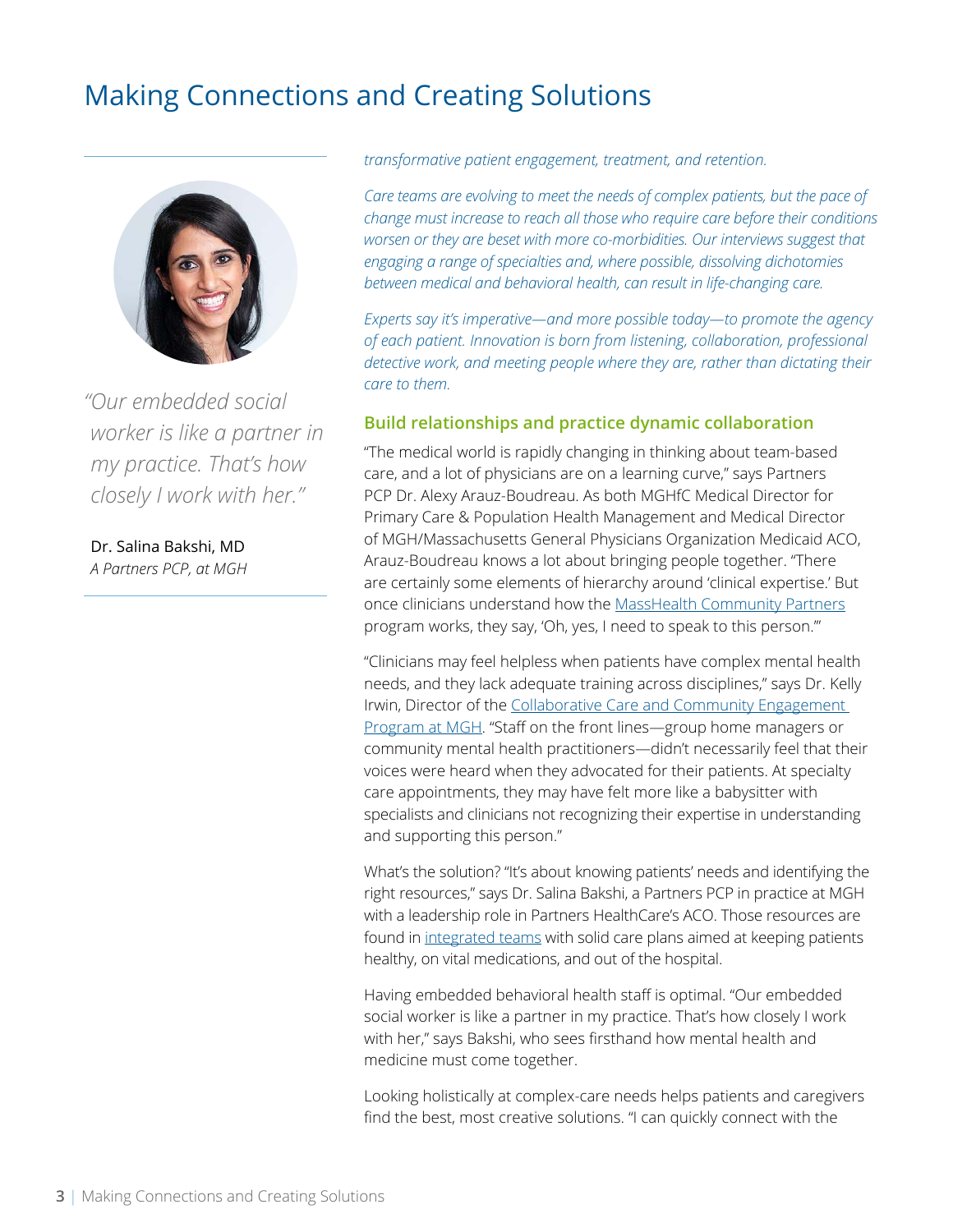## Making Connections and Creating Solutions

*"Our embedded social worker is like a partner in my practice. That's how closely I work with her."*

Dr. Salina Bakshi, MD
*A Partners PCP, at MGH*

*transformative patient engagement, treatment, and retention.*

*Care teams are evolving to meet the needs of complex patients, but the pace of change must increase to reach all those who require care before their conditions worsen or they are beset with more co-morbidities. Our interviews suggest that engaging a range of specialties and, where possible, dissolving dichotomies between medical and behavioral health, can result in life-changing care.*

*Experts say it's imperative—and more possible today—to promote the agency of each patient. Innovation is born from listening, collaboration, professional detective work, and meeting people where they are, rather than dictating their care to them.*

### Build relationships and practice dynamic collaboration

"The medical world is rapidly changing in thinking about team-based care, and a lot of physicians are on a learning curve," says Partners PCP Dr. Alexy Arauz-Boudreau. As both MGHfC Medical Director for Primary Care & Population Health Management and Medical Director of MGH/Massachusetts General Physicians Organization Medicaid ACO, Arauz-Boudreau knows a lot about bringing people together. "There are certainly some elements of hierarchy around 'clinical expertise.' But once clinicians understand how the MassHealth Community Partners program works, they say, 'Oh, yes, I need to speak to this person.'"

"Clinicians may feel helpless when patients have complex mental health needs, and they lack adequate training across disciplines," says Dr. Kelly Irwin, Director of the Collaborative Care and Community Engagement Program at MGH. "Staff on the front lines—group home managers or community mental health practitioners—didn't necessarily feel that their voices were heard when they advocated for their patients. At specialty care appointments, they may have felt more like a babysitter with specialists and clinicians not recognizing their expertise in understanding and supporting this person."

What's the solution? "It's about knowing patients' needs and identifying the right resources," says Dr. Salina Bakshi, a Partners PCP in practice at MGH with a leadership role in Partners HealthCare's ACO. Those resources are found in integrated teams with solid care plans aimed at keeping patients healthy, on vital medications, and out of the hospital.

Having embedded behavioral health staff is optimal. "Our embedded social worker is like a partner in my practice. That's how closely I work with her," says Bakshi, who sees firsthand how mental health and medicine must come together.

Looking holistically at complex-care needs helps patients and caregivers find the best, most creative solutions. "I can quickly connect with the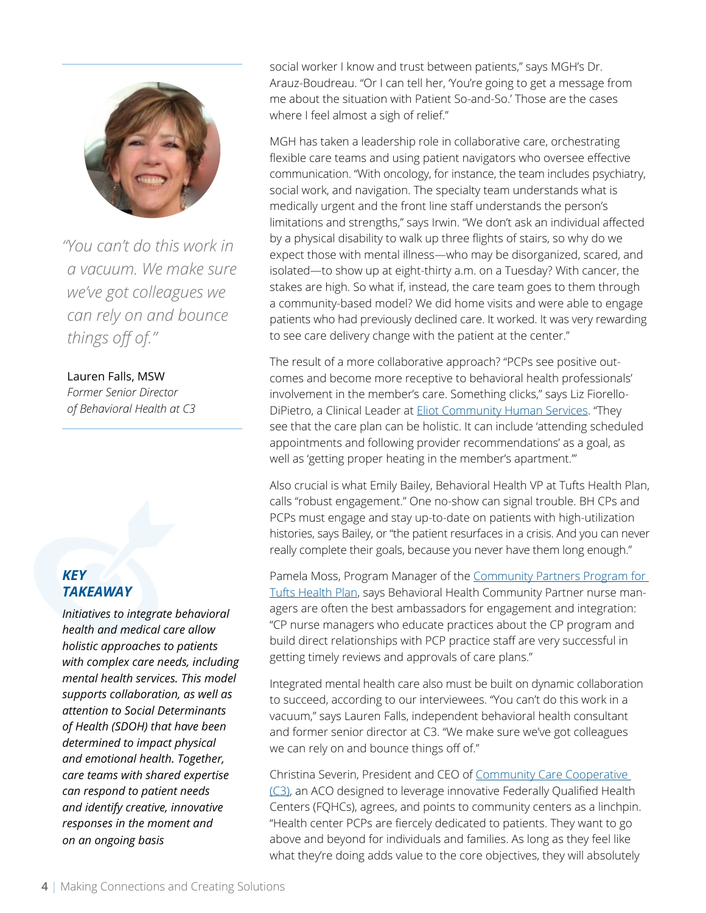> *"You can't do this work in a vacuum. We make sure we've got colleagues we can rely on and bounce things off of."*
>
> Lauren Falls, MSW
> *Former Senior Director of Behavioral Health at C3*

social worker I know and trust between patients," says MGH's Dr. Arauz-Boudreau. "Or I can tell her, 'You're going to get a message from me about the situation with Patient So-and-So.' Those are the cases where I feel almost a sigh of relief."

MGH has taken a leadership role in collaborative care, orchestrating flexible care teams and using patient navigators who oversee effective communication. "With oncology, for instance, the team includes psychiatry, social work, and navigation. The specialty team understands what is medically urgent and the front line staff understands the person's limitations and strengths," says Irwin. "We don't ask an individual affected by a physical disability to walk up three flights of stairs, so why do we expect those with mental illness—who may be disorganized, scared, and isolated—to show up at eight-thirty a.m. on a Tuesday? With cancer, the stakes are high. So what if, instead, the care team goes to them through a community-based model? We did home visits and were able to engage patients who had previously declined care. It worked. It was very rewarding to see care delivery change with the patient at the center."

The result of a more collaborative approach? "PCPs see positive outcomes and become more receptive to behavioral health professionals' involvement in the member's care. Something clicks," says Liz Fiorello-DiPietro, a Clinical Leader at Eliot Community Human Services. "They see that the care plan can be holistic. It can include 'attending scheduled appointments and following provider recommendations' as a goal, as well as 'getting proper heating in the member's apartment.'"

Also crucial is what Emily Bailey, Behavioral Health VP at Tufts Health Plan, calls "robust engagement." One no-show can signal trouble. BH CPs and PCPs must engage and stay up-to-date on patients with high-utilization histories, says Bailey, or "the patient resurfaces in a crisis. And you can never really complete their goals, because you never have them long enough."

Pamela Moss, Program Manager of the Community Partners Program for Tufts Health Plan, says Behavioral Health Community Partner nurse managers are often the best ambassadors for engagement and integration: "CP nurse managers who educate practices about the CP program and build direct relationships with PCP practice staff are very successful in getting timely reviews and approvals of care plans."

Integrated mental health care also must be built on dynamic collaboration to succeed, according to our interviewees. "You can't do this work in a vacuum," says Lauren Falls, independent behavioral health consultant and former senior director at C3. "We make sure we've got colleagues we can rely on and bounce things off of."

Christina Severin, President and CEO of Community Care Cooperative (C3), an ACO designed to leverage innovative Federally Qualified Health Centers (FQHCs), agrees, and points to community centers as a linchpin. "Health center PCPs are fiercely dedicated to patients. They want to go above and beyond for individuals and families. As long as they feel like what they're doing adds value to the core objectives, they will absolutely

### KEY TAKEAWAY

*Initiatives to integrate behavioral health and medical care allow holistic approaches to patients with complex care needs, including mental health services. This model supports collaboration, as well as attention to Social Determinants of Health (SDOH) that have been determined to impact physical and emotional health. Together, care teams with shared expertise can respond to patient needs and identify creative, innovative responses in the moment and on an ongoing basis*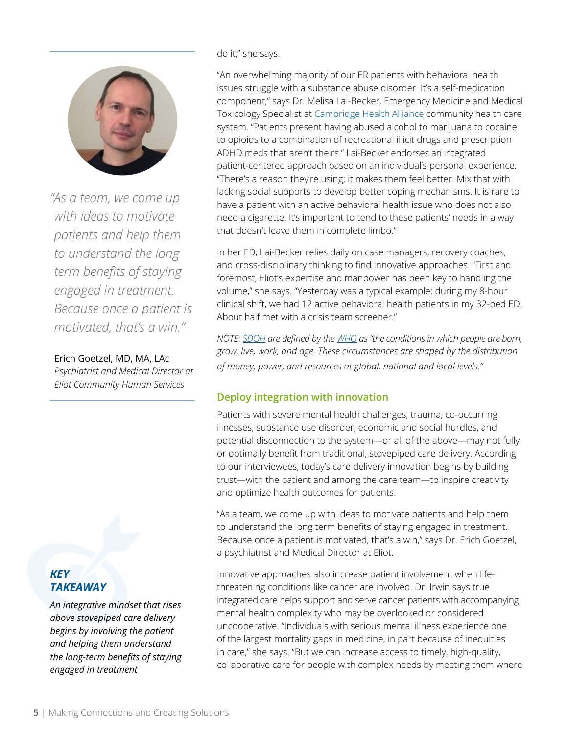do it," she says.

"An overwhelming majority of our ER patients with behavioral health issues struggle with a substance abuse disorder. It's a self-medication component," says Dr. Melisa Lai-Becker, Emergency Medicine and Medical Toxicology Specialist at Cambridge Health Alliance community health care system. "Patients present having abused alcohol to marijuana to cocaine to opioids to a combination of recreational illicit drugs and prescription ADHD meds that aren't theirs." Lai-Becker endorses an integrated patient-centered approach based on an individual's personal experience. "There's a reason they're using; it makes them feel better. Mix that with lacking social supports to develop better coping mechanisms. It is rare to have a patient with an active behavioral health issue who does not also need a cigarette. It's important to tend to these patients' needs in a way that doesn't leave them in complete limbo."

In her ED, Lai-Becker relies daily on case managers, recovery coaches, and cross-disciplinary thinking to find innovative approaches. "First and foremost, Eliot's expertise and manpower has been key to handling the volume," she says. "Yesterday was a typical example: during my 8-hour clinical shift, we had 12 active behavioral health patients in my 32-bed ED. About half met with a crisis team screener."

*NOTE: SDOH are defined by the WHO as "the conditions in which people are born, grow, live, work, and age. These circumstances are shaped by the distribution of money, power, and resources at global, national and local levels."*

## Deploy integration with innovation

Patients with severe mental health challenges, trauma, co-occurring illnesses, substance use disorder, economic and social hurdles, and potential disconnection to the system—or all of the above—may not fully or optimally benefit from traditional, stovepiped care delivery. According to our interviewees, today's care delivery innovation begins by building trust—with the patient and among the care team—to inspire creativity and optimize health outcomes for patients.

"As a team, we come up with ideas to motivate patients and help them to understand the long term benefits of staying engaged in treatment. Because once a patient is motivated, that's a win," says Dr. Erich Goetzel, a psychiatrist and Medical Director at Eliot.

Innovative approaches also increase patient involvement when life-threatening conditions like cancer are involved. Dr. Irwin says true integrated care helps support and serve cancer patients with accompanying mental health complexity who may be overlooked or considered uncooperative. "Individuals with serious mental illness experience one of the largest mortality gaps in medicine, in part because of inequities in care," she says. "But we can increase access to timely, high-quality, collaborative care for people with complex needs by meeting them where

*"As a team, we come up with ideas to motivate patients and help them to understand the long term benefits of staying engaged in treatment. Because once a patient is motivated, that's a win."*

Erich Goetzel, MD, MA, LAc
*Psychiatrist and Medical Director at Eliot Community Human Services*

***KEY TAKEAWAY***

*An integrative mindset that rises above stovepiped care delivery begins by involving the patient and helping them understand the long-term benefits of staying engaged in treatment*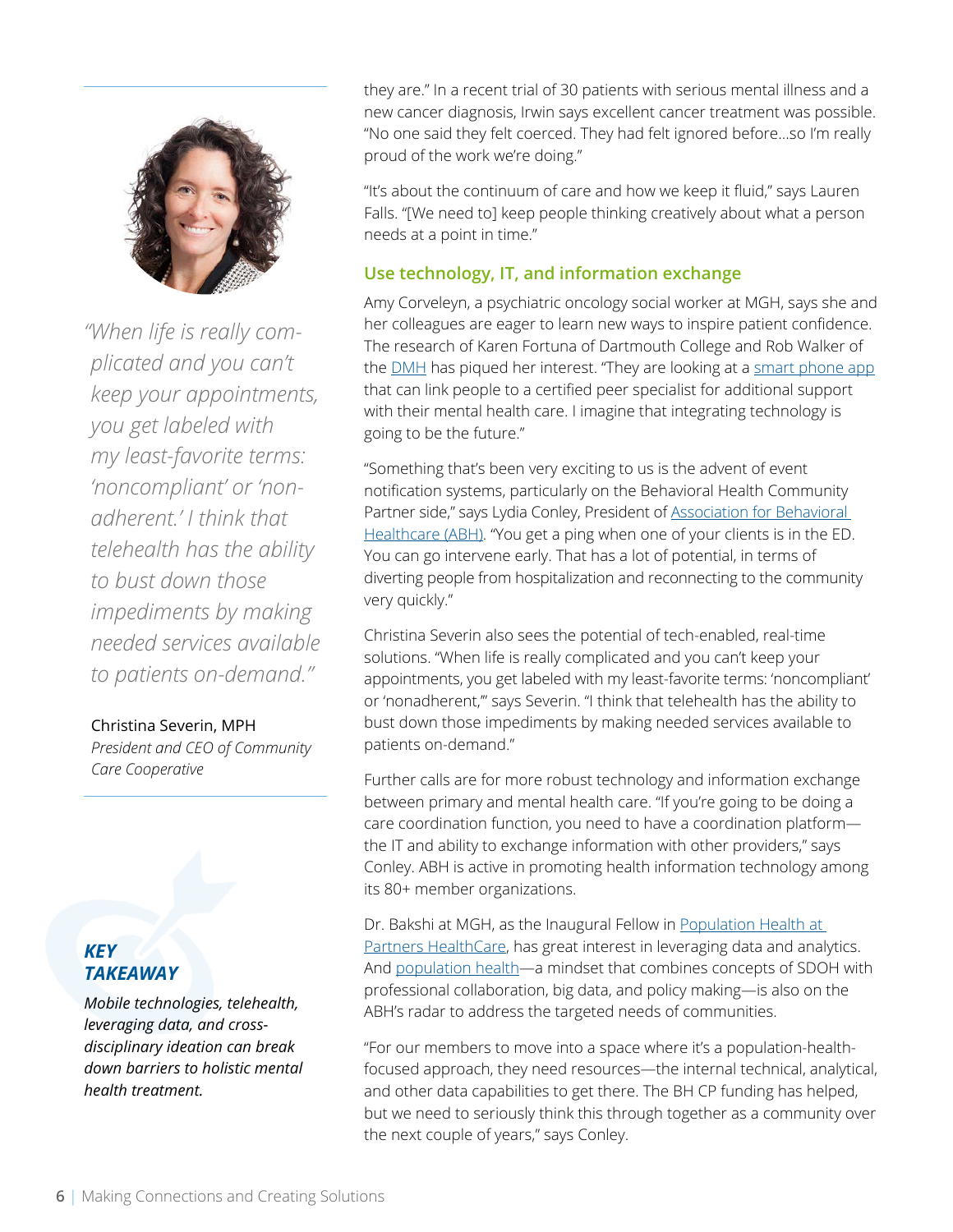*"When life is really complicated and you can't keep your appointments, you get labeled with my least-favorite terms: 'noncompliant' or 'nonadherent.' I think that telehealth has the ability to bust down those impediments by making needed services available to patients on-demand."*

Christina Severin, MPH
*President and CEO of Community Care Cooperative*

they are." In a recent trial of 30 patients with serious mental illness and a new cancer diagnosis, Irwin says excellent cancer treatment was possible. "No one said they felt coerced. They had felt ignored before…so I'm really proud of the work we're doing."

"It's about the continuum of care and how we keep it fluid," says Lauren Falls. "[We need to] keep people thinking creatively about what a person needs at a point in time."

## Use technology, IT, and information exchange

Amy Corveleyn, a psychiatric oncology social worker at MGH, says she and her colleagues are eager to learn new ways to inspire patient confidence. The research of Karen Fortuna of Dartmouth College and Rob Walker of the DMH has piqued her interest. "They are looking at a smart phone app that can link people to a certified peer specialist for additional support with their mental health care. I imagine that integrating technology is going to be the future."

"Something that's been very exciting to us is the advent of event notification systems, particularly on the Behavioral Health Community Partner side," says Lydia Conley, President of Association for Behavioral Healthcare (ABH). "You get a ping when one of your clients is in the ED. You can go intervene early. That has a lot of potential, in terms of diverting people from hospitalization and reconnecting to the community very quickly."

Christina Severin also sees the potential of tech-enabled, real-time solutions. "When life is really complicated and you can't keep your appointments, you get labeled with my least-favorite terms: 'noncompliant' or 'nonadherent,'" says Severin. "I think that telehealth has the ability to bust down those impediments by making needed services available to patients on-demand."

Further calls are for more robust technology and information exchange between primary and mental health care. "If you're going to be doing a care coordination function, you need to have a coordination platform—the IT and ability to exchange information with other providers," says Conley. ABH is active in promoting health information technology among its 80+ member organizations.

Dr. Bakshi at MGH, as the Inaugural Fellow in Population Health at Partners HealthCare, has great interest in leveraging data and analytics. And population health—a mindset that combines concepts of SDOH with professional collaboration, big data, and policy making—is also on the ABH's radar to address the targeted needs of communities.

"For our members to move into a space where it's a population-health-focused approach, they need resources—the internal technical, analytical, and other data capabilities to get there. The BH CP funding has helped, but we need to seriously think this through together as a community over the next couple of years," says Conley.

***KEY TAKEAWAY***

***Mobile technologies, telehealth, leveraging data, and cross-disciplinary ideation can break down barriers to holistic mental health treatment.***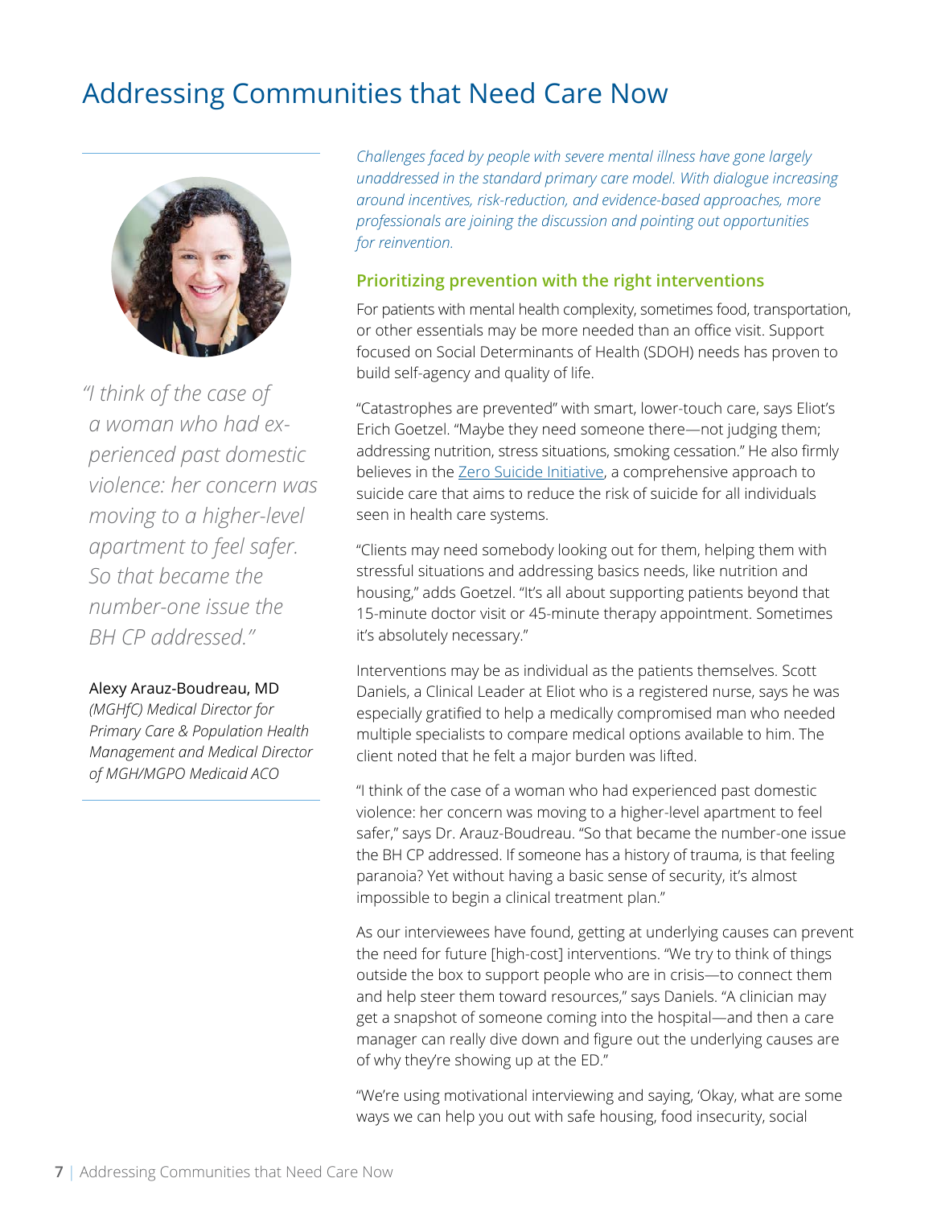# Addressing Communities that Need Care Now

*"I think of the case of a woman who had experienced past domestic violence: her concern was moving to a higher-level apartment to feel safer. So that became the number-one issue the BH CP addressed."*

Alexy Arauz-Boudreau, MD
*(MGHfC) Medical Director for Primary Care & Population Health Management and Medical Director of MGH/MGPO Medicaid ACO*

*Challenges faced by people with severe mental illness have gone largely unaddressed in the standard primary care model. With dialogue increasing around incentives, risk-reduction, and evidence-based approaches, more professionals are joining the discussion and pointing out opportunities for reinvention.*

## Prioritizing prevention with the right interventions

For patients with mental health complexity, sometimes food, transportation, or other essentials may be more needed than an office visit. Support focused on Social Determinants of Health (SDOH) needs has proven to build self-agency and quality of life.

"Catastrophes are prevented" with smart, lower-touch care, says Eliot's Erich Goetzel. "Maybe they need someone there—not judging them; addressing nutrition, stress situations, smoking cessation." He also firmly believes in the Zero Suicide Initiative, a comprehensive approach to suicide care that aims to reduce the risk of suicide for all individuals seen in health care systems.

"Clients may need somebody looking out for them, helping them with stressful situations and addressing basics needs, like nutrition and housing," adds Goetzel. "It's all about supporting patients beyond that 15-minute doctor visit or 45-minute therapy appointment. Sometimes it's absolutely necessary."

Interventions may be as individual as the patients themselves. Scott Daniels, a Clinical Leader at Eliot who is a registered nurse, says he was especially gratified to help a medically compromised man who needed multiple specialists to compare medical options available to him. The client noted that he felt a major burden was lifted.

"I think of the case of a woman who had experienced past domestic violence: her concern was moving to a higher-level apartment to feel safer," says Dr. Arauz-Boudreau. "So that became the number-one issue the BH CP addressed. If someone has a history of trauma, is that feeling paranoia? Yet without having a basic sense of security, it's almost impossible to begin a clinical treatment plan."

As our interviewees have found, getting at underlying causes can prevent the need for future [high-cost] interventions. "We try to think of things outside the box to support people who are in crisis—to connect them and help steer them toward resources," says Daniels. "A clinician may get a snapshot of someone coming into the hospital—and then a care manager can really dive down and figure out the underlying causes are of why they're showing up at the ED."

"We're using motivational interviewing and saying, 'Okay, what are some ways we can help you out with safe housing, food insecurity, social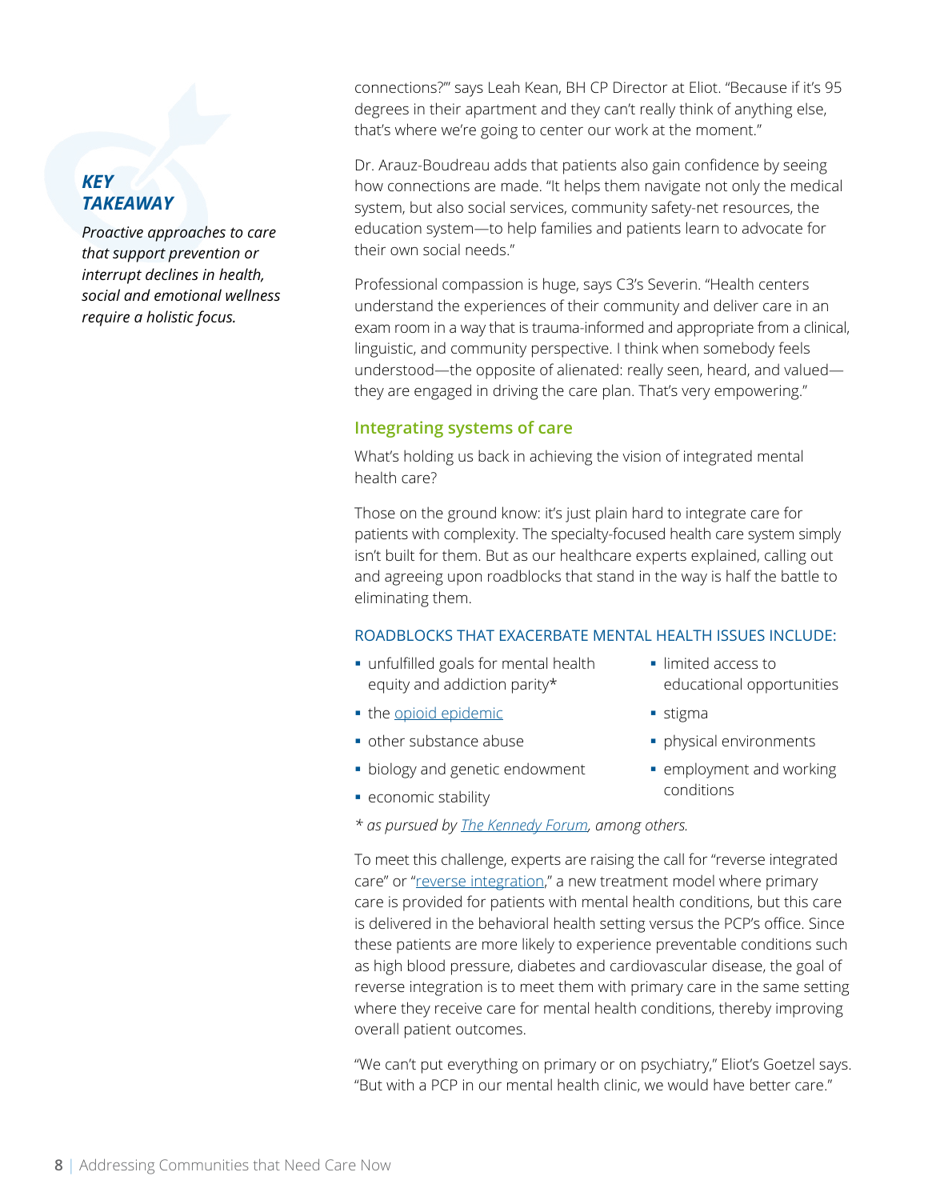***KEY TAKEAWAY***

*Proactive approaches to care that support prevention or interrupt declines in health, social and emotional wellness require a holistic focus.*

connections?'" says Leah Kean, BH CP Director at Eliot. "Because if it's 95 degrees in their apartment and they can't really think of anything else, that's where we're going to center our work at the moment."

Dr. Arauz-Boudreau adds that patients also gain confidence by seeing how connections are made. "It helps them navigate not only the medical system, but also social services, community safety-net resources, the education system—to help families and patients learn to advocate for their own social needs."

Professional compassion is huge, says C3's Severin. "Health centers understand the experiences of their community and deliver care in an exam room in a way that is trauma-informed and appropriate from a clinical, linguistic, and community perspective. I think when somebody feels understood—the opposite of alienated: really seen, heard, and valued—they are engaged in driving the care plan. That's very empowering."

## Integrating systems of care

What's holding us back in achieving the vision of integrated mental health care?

Those on the ground know: it's just plain hard to integrate care for patients with complexity. The specialty-focused health care system simply isn't built for them. But as our healthcare experts explained, calling out and agreeing upon roadblocks that stand in the way is half the battle to eliminating them.

### ROADBLOCKS THAT EXACERBATE MENTAL HEALTH ISSUES INCLUDE:

- unfulfilled goals for mental health equity and addiction parity*
- the opioid epidemic
- other substance abuse
- biology and genetic endowment
- economic stability
- limited access to educational opportunities
- stigma
- physical environments
- employment and working conditions

*\* as pursued by The Kennedy Forum, among others.*

To meet this challenge, experts are raising the call for "reverse integrated care" or "reverse integration," a new treatment model where primary care is provided for patients with mental health conditions, but this care is delivered in the behavioral health setting versus the PCP's office. Since these patients are more likely to experience preventable conditions such as high blood pressure, diabetes and cardiovascular disease, the goal of reverse integration is to meet them with primary care in the same setting where they receive care for mental health conditions, thereby improving overall patient outcomes.

"We can't put everything on primary or on psychiatry," Eliot's Goetzel says. "But with a PCP in our mental health clinic, we would have better care."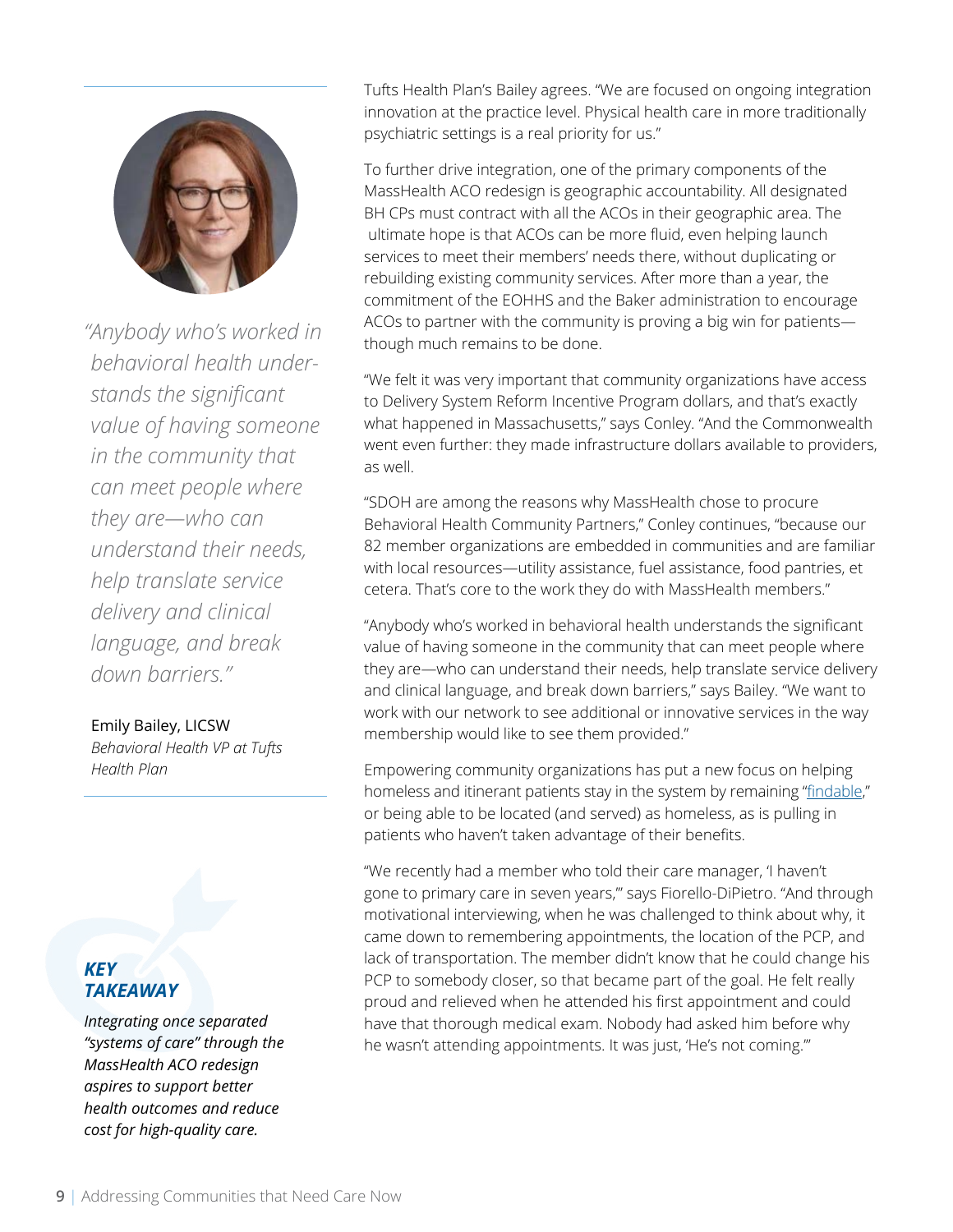*"Anybody who's worked in behavioral health understands the significant value of having someone in the community that can meet people where they are—who can understand their needs, help translate service delivery and clinical language, and break down barriers."*

Emily Bailey, LICSW
*Behavioral Health VP at Tufts Health Plan*

***KEY TAKEAWAY***

*Integrating once separated "systems of care" through the MassHealth ACO redesign aspires to support better health outcomes and reduce cost for high-quality care.*

Tufts Health Plan's Bailey agrees. "We are focused on ongoing integration innovation at the practice level. Physical health care in more traditionally psychiatric settings is a real priority for us."

To further drive integration, one of the primary components of the MassHealth ACO redesign is geographic accountability. All designated BH CPs must contract with all the ACOs in their geographic area. The ultimate hope is that ACOs can be more fluid, even helping launch services to meet their members' needs there, without duplicating or rebuilding existing community services. After more than a year, the commitment of the EOHHS and the Baker administration to encourage ACOs to partner with the community is proving a big win for patients—though much remains to be done.

"We felt it was very important that community organizations have access to Delivery System Reform Incentive Program dollars, and that's exactly what happened in Massachusetts," says Conley. "And the Commonwealth went even further: they made infrastructure dollars available to providers, as well.

"SDOH are among the reasons why MassHealth chose to procure Behavioral Health Community Partners," Conley continues, "because our 82 member organizations are embedded in communities and are familiar with local resources—utility assistance, fuel assistance, food pantries, et cetera. That's core to the work they do with MassHealth members."

"Anybody who's worked in behavioral health understands the significant value of having someone in the community that can meet people where they are—who can understand their needs, help translate service delivery and clinical language, and break down barriers," says Bailey. "We want to work with our network to see additional or innovative services in the way membership would like to see them provided."

Empowering community organizations has put a new focus on helping homeless and itinerant patients stay in the system by remaining "findable," or being able to be located (and served) as homeless, as is pulling in patients who haven't taken advantage of their benefits.

"We recently had a member who told their care manager, 'I haven't gone to primary care in seven years,'" says Fiorello-DiPietro. "And through motivational interviewing, when he was challenged to think about why, it came down to remembering appointments, the location of the PCP, and lack of transportation. The member didn't know that he could change his PCP to somebody closer, so that became part of the goal. He felt really proud and relieved when he attended his first appointment and could have that thorough medical exam. Nobody had asked him before why he wasn't attending appointments. It was just, 'He's not coming.'"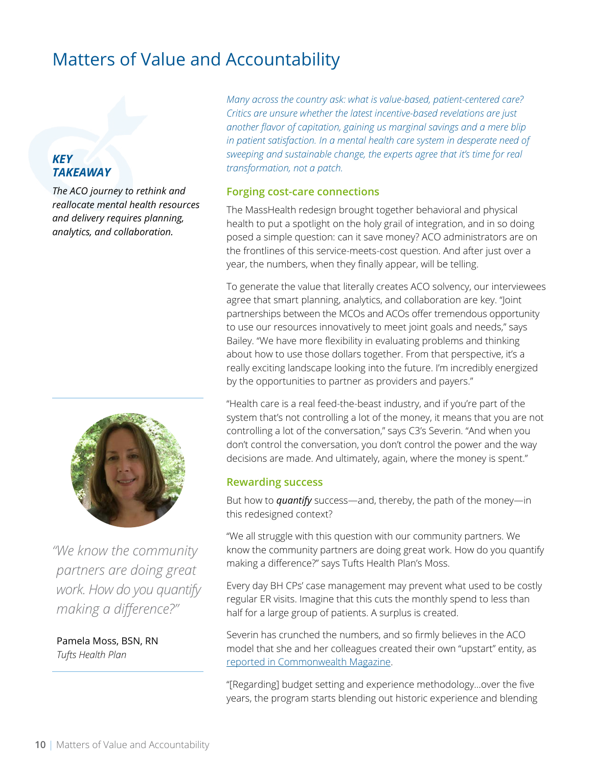# Matters of Value and Accountability

***KEY TAKEAWAY***

*The ACO journey to rethink and reallocate mental health resources and delivery requires planning, analytics, and collaboration.*

*Many across the country ask: what is value-based, patient-centered care? Critics are unsure whether the latest incentive-based revelations are just another flavor of capitation, gaining us marginal savings and a mere blip in patient satisfaction. In a mental health care system in desperate need of sweeping and sustainable change, the experts agree that it's time for real transformation, not a patch.*

### Forging cost-care connections

The MassHealth redesign brought together behavioral and physical health to put a spotlight on the holy grail of integration, and in so doing posed a simple question: can it save money? ACO administrators are on the frontlines of this service-meets-cost question. And after just over a year, the numbers, when they finally appear, will be telling.

To generate the value that literally creates ACO solvency, our interviewees agree that smart planning, analytics, and collaboration are key. "Joint partnerships between the MCOs and ACOs offer tremendous opportunity to use our resources innovatively to meet joint goals and needs," says Bailey. "We have more flexibility in evaluating problems and thinking about how to use those dollars together. From that perspective, it's a really exciting landscape looking into the future. I'm incredibly energized by the opportunities to partner as providers and payers."

"Health care is a real feed-the-beast industry, and if you're part of the system that's not controlling a lot of the money, it means that you are not controlling a lot of the conversation," says C3's Severin. "And when you don't control the conversation, you don't control the power and the way decisions are made. And ultimately, again, where the money is spent."

### Rewarding success

But how to ***quantify*** success—and, thereby, the path of the money—in this redesigned context?

"We all struggle with this question with our community partners. We know the community partners are doing great work. How do you quantify making a difference?" says Tufts Health Plan's Moss.

> *"We know the community partners are doing great work. How do you quantify making a difference?"*
>
> Pamela Moss, BSN, RN
> *Tufts Health Plan*

Every day BH CPs' case management may prevent what used to be costly regular ER visits. Imagine that this cuts the monthly spend to less than half for a large group of patients. A surplus is created.

Severin has crunched the numbers, and so firmly believes in the ACO model that she and her colleagues created their own "upstart" entity, as [reported in Commonwealth Magazine](#).

"[Regarding] budget setting and experience methodology...over the five years, the program starts blending out historic experience and blending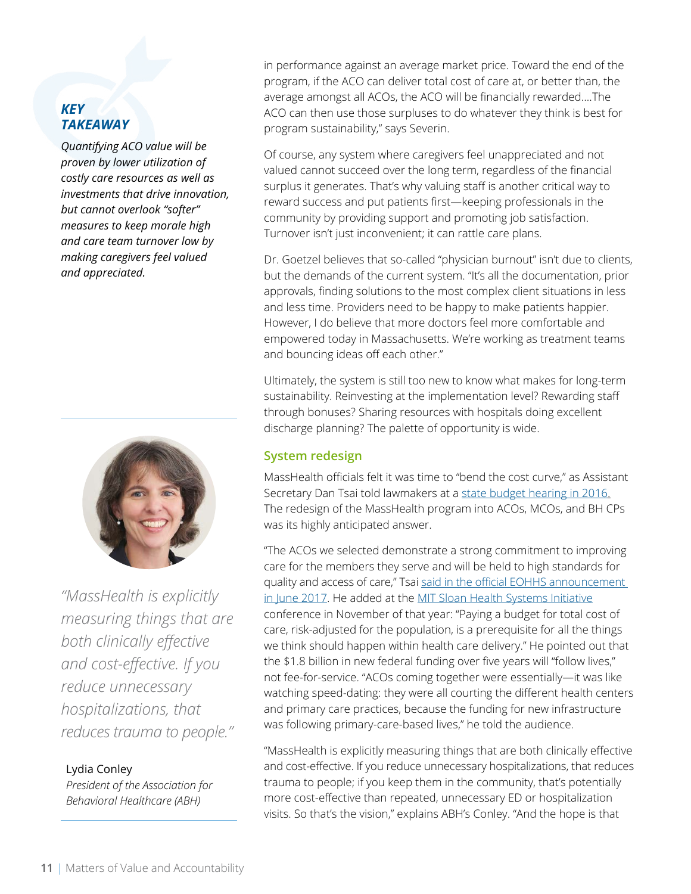### *KEY TAKEAWAY*

*Quantifying ACO value will be proven by lower utilization of costly care resources as well as investments that drive innovation, but cannot overlook "softer" measures to keep morale high and care team turnover low by making caregivers feel valued and appreciated.*

in performance against an average market price. Toward the end of the program, if the ACO can deliver total cost of care at, or better than, the average amongst all ACOs, the ACO will be financially rewarded....The ACO can then use those surpluses to do whatever they think is best for program sustainability," says Severin.

Of course, any system where caregivers feel unappreciated and not valued cannot succeed over the long term, regardless of the financial surplus it generates. That's why valuing staff is another critical way to reward success and put patients first—keeping professionals in the community by providing support and promoting job satisfaction. Turnover isn't just inconvenient; it can rattle care plans.

Dr. Goetzel believes that so-called "physician burnout" isn't due to clients, but the demands of the current system. "It's all the documentation, prior approvals, finding solutions to the most complex client situations in less and less time. Providers need to be happy to make patients happier. However, I do believe that more doctors feel more comfortable and empowered today in Massachusetts. We're working as treatment teams and bouncing ideas off each other."

Ultimately, the system is still too new to know what makes for long-term sustainability. Reinvesting at the implementation level? Rewarding staff through bonuses? Sharing resources with hospitals doing excellent discharge planning? The palette of opportunity is wide.

## System redesign

MassHealth officials felt it was time to "bend the cost curve," as Assistant Secretary Dan Tsai told lawmakers at a state budget hearing in 2016. The redesign of the MassHealth program into ACOs, MCOs, and BH CPs was its highly anticipated answer.

"The ACOs we selected demonstrate a strong commitment to improving care for the members they serve and will be held to high standards for quality and access of care," Tsai said in the official EOHHS announcement in June 2017. He added at the MIT Sloan Health Systems Initiative conference in November of that year: "Paying a budget for total cost of care, risk-adjusted for the population, is a prerequisite for all the things we think should happen within health care delivery." He pointed out that the $1.8 billion in new federal funding over five years will "follow lives," not fee-for-service. "ACOs coming together were essentially—it was like watching speed-dating: they were all courting the different health centers and primary care practices, because the funding for new infrastructure was following primary-care-based lives," he told the audience.

*"MassHealth is explicitly measuring things that are both clinically effective and cost-effective. If you reduce unnecessary hospitalizations, that reduces trauma to people."*

Lydia Conley
*President of the Association for Behavioral Healthcare (ABH)*

"MassHealth is explicitly measuring things that are both clinically effective and cost-effective. If you reduce unnecessary hospitalizations, that reduces trauma to people; if you keep them in the community, that's potentially more cost-effective than repeated, unnecessary ED or hospitalization visits. So that's the vision," explains ABH's Conley. "And the hope is that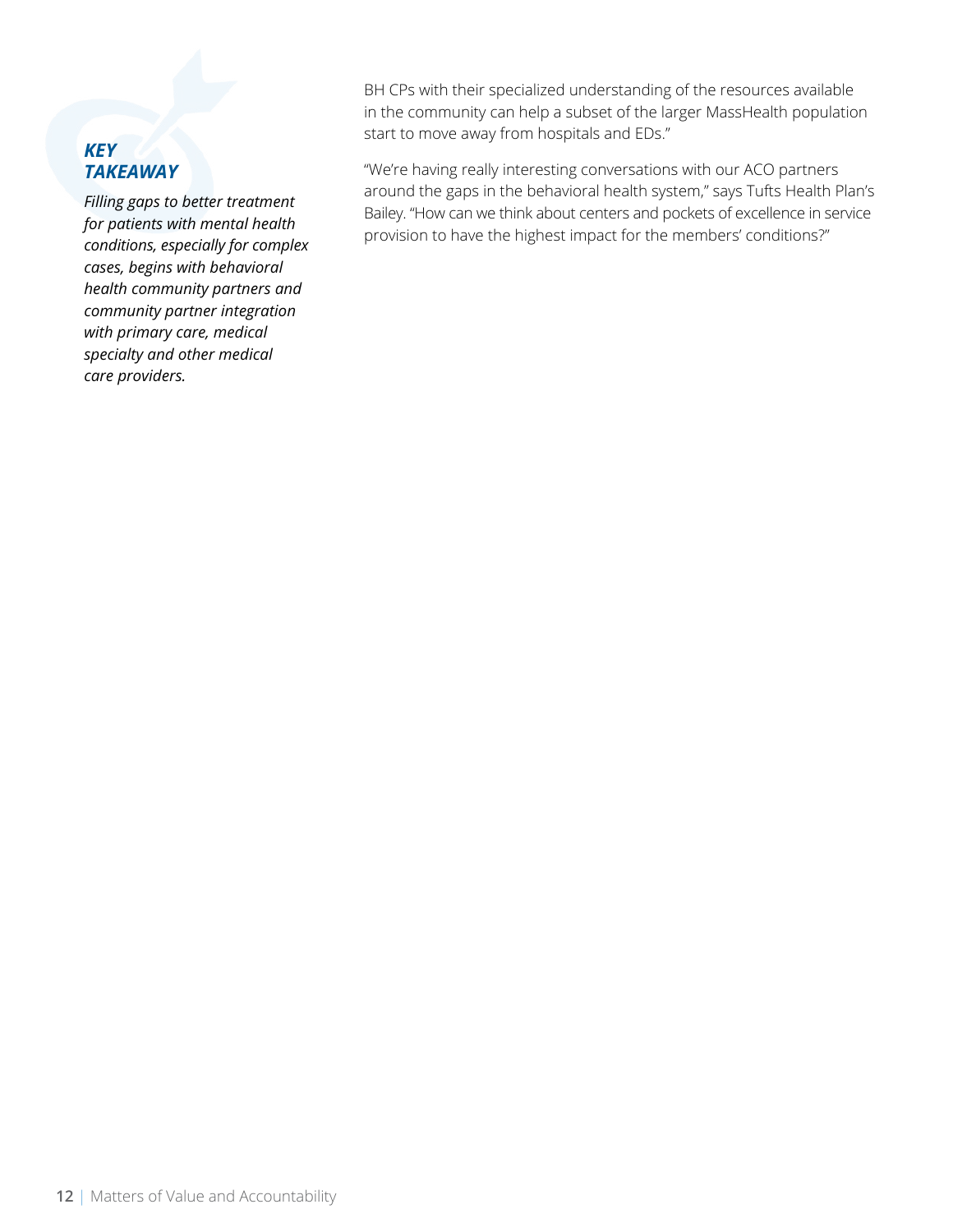***KEY TAKEAWAY***

*Filling gaps to better treatment for patients with mental health conditions, especially for complex cases, begins with behavioral health community partners and community partner integration with primary care, medical specialty and other medical care providers.*

BH CPs with their specialized understanding of the resources available in the community can help a subset of the larger MassHealth population start to move away from hospitals and EDs."

"We're having really interesting conversations with our ACO partners around the gaps in the behavioral health system," says Tufts Health Plan's Bailey. "How can we think about centers and pockets of excellence in service provision to have the highest impact for the members' conditions?"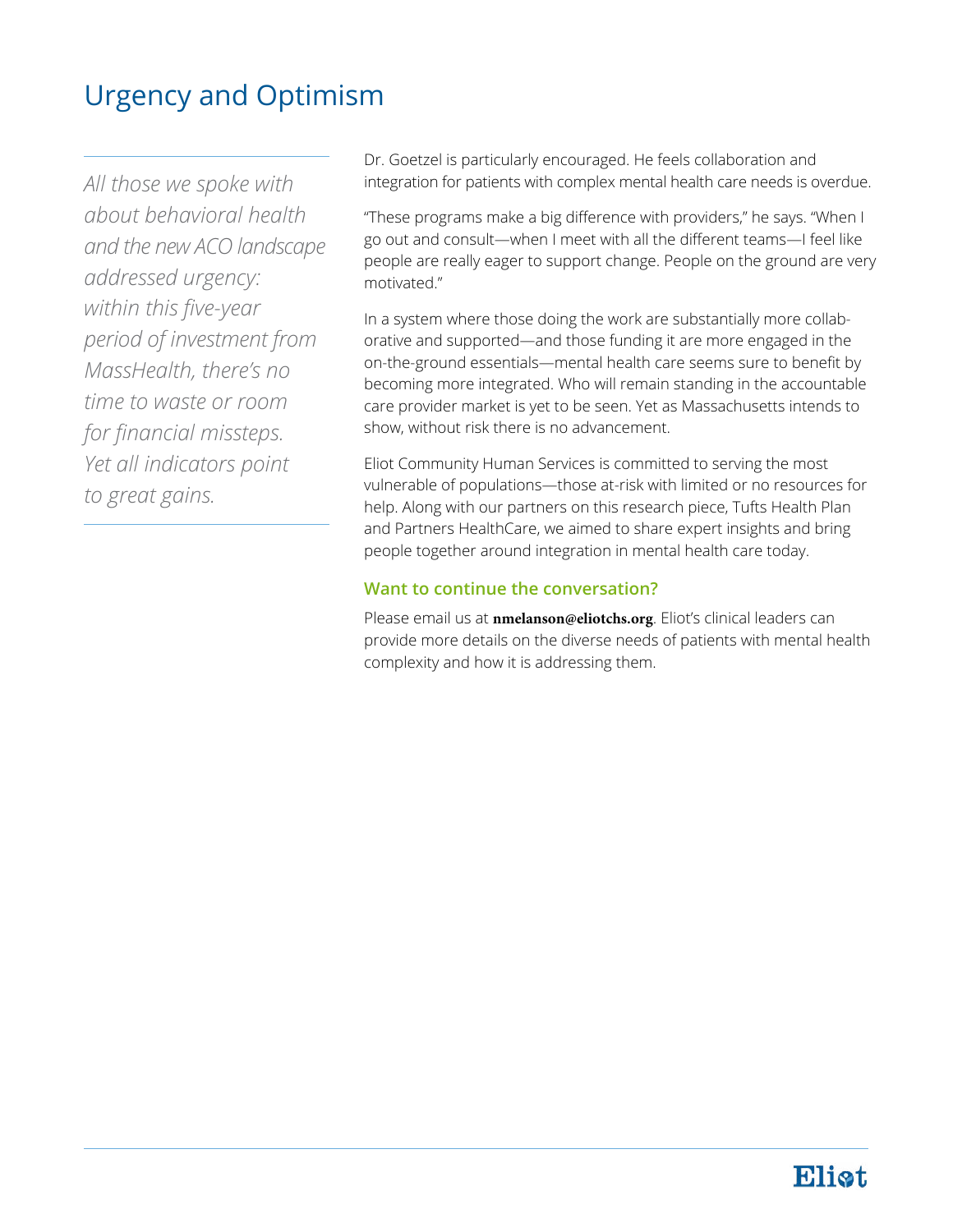## Urgency and Optimism

*All those we spoke with about behavioral health and the new ACO landscape addressed urgency: within this five-year period of investment from MassHealth, there's no time to waste or room for financial missteps. Yet all indicators point to great gains.*

Dr. Goetzel is particularly encouraged. He feels collaboration and integration for patients with complex mental health care needs is overdue.

"These programs make a big difference with providers," he says. "When I go out and consult—when I meet with all the different teams—I feel like people are really eager to support change. People on the ground are very motivated."

In a system where those doing the work are substantially more collaborative and supported—and those funding it are more engaged in the on-the-ground essentials—mental health care seems sure to benefit by becoming more integrated. Who will remain standing in the accountable care provider market is yet to be seen. Yet as Massachusetts intends to show, without risk there is no advancement.

Eliot Community Human Services is committed to serving the most vulnerable of populations—those at-risk with limited or no resources for help. Along with our partners on this research piece, Tufts Health Plan and Partners HealthCare, we aimed to share expert insights and bring people together around integration in mental health care today.

### Want to continue the conversation?

Please email us at **nmelanson@eliotchs.org**. Eliot's clinical leaders can provide more details on the diverse needs of patients with mental health complexity and how it is addressing them.